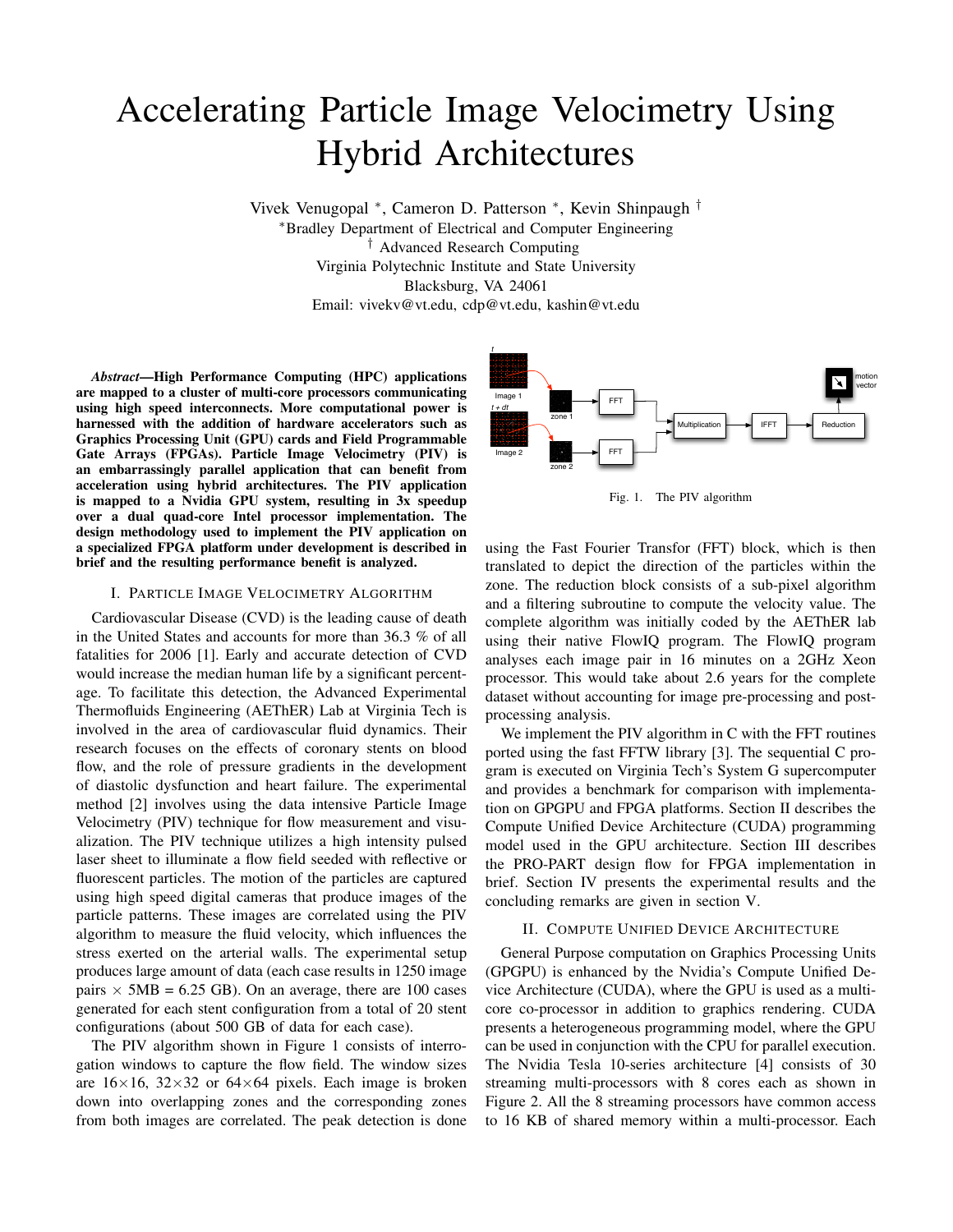# Accelerating Particle Image Velocimetry Using Hybrid Architectures

Vivek Venugopal *, Cameron D. Patterson *, Kevin Shinpaugh †

*Bradley Department of Electrical and Computer Engineering

† Advanced Research Computing

Virginia Polytechnic Institute and State University

Blacksburg, VA 24061

Email: vivekv@vt.edu, cdp@vt.edu, kashin@vt.edu

***Abstract*—High Performance Computing (HPC) applications are mapped to a cluster of multi-core processors communicating using high speed interconnects. More computational power is harnessed with the addition of hardware accelerators such as Graphics Processing Unit (GPU) cards and Field Programmable Gate Arrays (FPGAs). Particle Image Velocimetry (PIV) is an embarrassingly parallel application that can benefit from acceleration using hybrid architectures. The PIV application is mapped to a Nvidia GPU system, resulting in 3x speedup over a dual quad-core Intel processor implementation. The design methodology used to implement the PIV application on a specialized FPGA platform under development is described in brief and the resulting performance benefit is analyzed.**

## I. Particle Image Velocimetry Algorithm

Cardiovascular Disease (CVD) is the leading cause of death in the United States and accounts for more than 36.3 % of all fatalities for 2006 [1]. Early and accurate detection of CVD would increase the median human life by a significant percentage. To facilitate this detection, the Advanced Experimental Thermofluids Engineering (AEThER) Lab at Virginia Tech is involved in the area of cardiovascular fluid dynamics. Their research focuses on the effects of coronary stents on blood flow, and the role of pressure gradients in the development of diastolic dysfunction and heart failure. The experimental method [2] involves using the data intensive Particle Image Velocimetry (PIV) technique for flow measurement and visualization. The PIV technique utilizes a high intensity pulsed laser sheet to illuminate a flow field seeded with reflective or fluorescent particles. The motion of the particles are captured using high speed digital cameras that produce images of the particle patterns. These images are correlated using the PIV algorithm to measure the fluid velocity, which influences the stress exerted on the arterial walls. The experimental setup produces large amount of data (each case results in 1250 image pairs $\times$ 5MB = 6.25 GB). On an average, there are 100 cases generated for each stent configuration from a total of 20 stent configurations (about 500 GB of data for each case).

The PIV algorithm shown in Figure 1 consists of interrogation windows to capture the flow field. The window sizes are 16$\times$16, 32$\times$32 or 64$\times$64 pixels. Each image is broken down into overlapping zones and the corresponding zones from both images are correlated. The peak detection is done using the Fast Fourier Transfor (FFT) block, which is then translated to depict the direction of the particles within the zone. The reduction block consists of a sub-pixel algorithm and a filtering subroutine to compute the velocity value. The complete algorithm was initially coded by the AEThER lab using their native FlowIQ program. The FlowIQ program analyses each image pair in 16 minutes on a 2GHz Xeon processor. This would take about 2.6 years for the complete dataset without accounting for image pre-processing and post-processing analysis.

Fig. 1. The PIV algorithm

We implement the PIV algorithm in C with the FFT routines ported using the fast FFTW library [3]. The sequential C program is executed on Virginia Tech's System G supercomputer and provides a benchmark for comparison with implementation on GPGPU and FPGA platforms. Section II describes the Compute Unified Device Architecture (CUDA) programming model used in the GPU architecture. Section III describes the PRO-PART design flow for FPGA implementation in brief. Section IV presents the experimental results and the concluding remarks are given in section V.

## II. Compute Unified Device Architecture

General Purpose computation on Graphics Processing Units (GPGPU) is enhanced by the Nvidia's Compute Unified Device Architecture (CUDA), where the GPU is used as a multi-core co-processor in addition to graphics rendering. CUDA presents a heterogeneous programming model, where the GPU can be used in conjunction with the CPU for parallel execution. The Nvidia Tesla 10-series architecture [4] consists of 30 streaming multi-processors with 8 cores each as shown in Figure 2. All the 8 streaming processors have common access to 16 KB of shared memory within a multi-processor. Each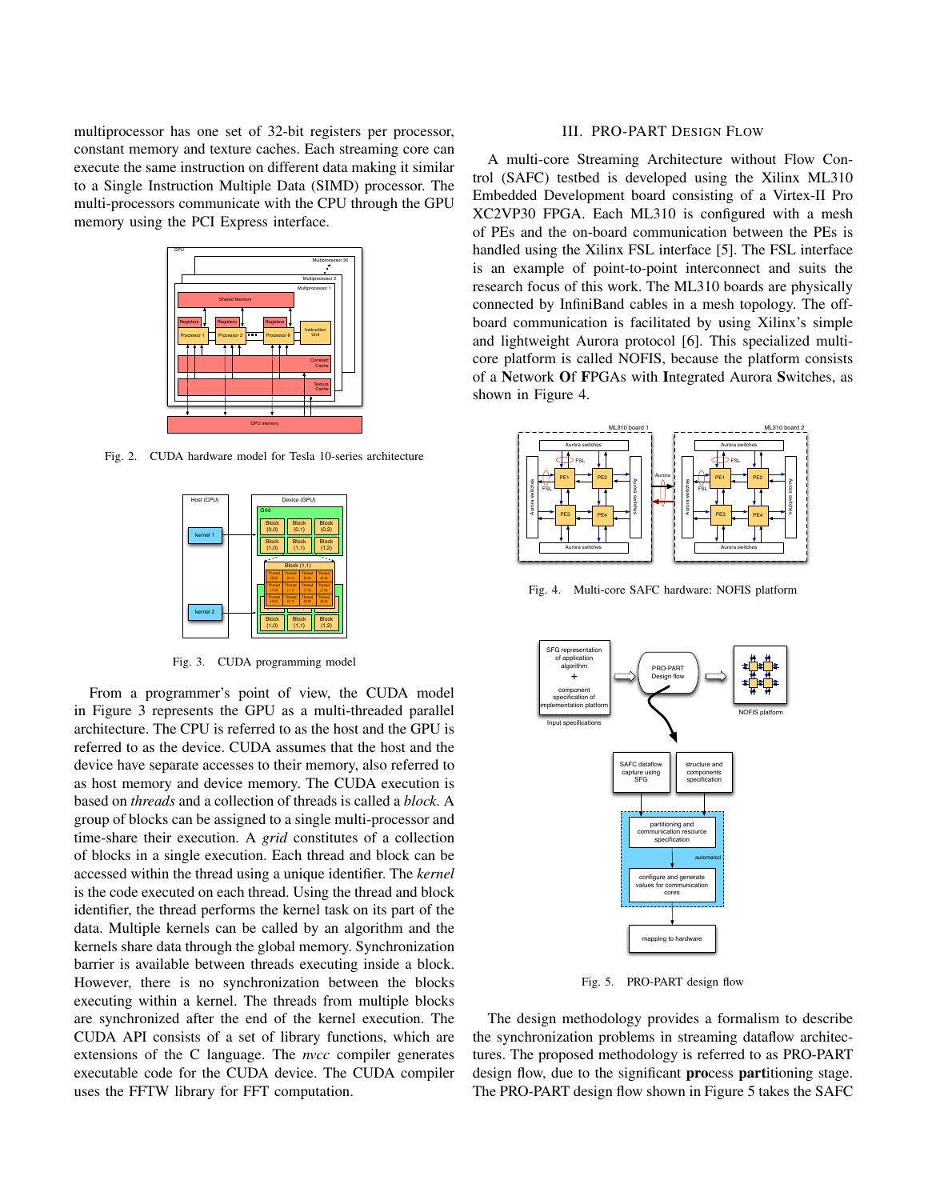multiprocessor has one set of 32-bit registers per processor, constant memory and texture caches. Each streaming core can execute the same instruction on different data making it similar to a Single Instruction Multiple Data (SIMD) processor. The multi-processors communicate with the CPU through the GPU memory using the PCI Express interface.

Fig. 2. CUDA hardware model for Tesla 10-series architecture

Fig. 3. CUDA programming model

From a programmer's point of view, the CUDA model in Figure 3 represents the GPU as a multi-threaded parallel architecture. The CPU is referred to as the host and the GPU is referred to as the device. CUDA assumes that the host and the device have separate accesses to their memory, also referred to as host memory and device memory. The CUDA execution is based on *threads* and a collection of threads is called a *block*. A group of blocks can be assigned to a single multi-processor and time-share their execution. A *grid* constitutes of a collection of blocks in a single execution. Each thread and block can be accessed within the thread using a unique identifier. The *kernel* is the code executed on each thread. Using the thread and block identifier, the thread performs the kernel task on its part of the data. Multiple kernels can be called by an algorithm and the kernels share data through the global memory. Synchronization barrier is available between threads executing inside a block. However, there is no synchronization between the blocks executing within a kernel. The threads from multiple blocks are synchronized after the end of the kernel execution. The CUDA API consists of a set of library functions, which are extensions of the C language. The *nvcc* compiler generates executable code for the CUDA device. The CUDA compiler uses the FFTW library for FFT computation.

## III. PRO-PART DESIGN FLOW

A multi-core Streaming Architecture without Flow Control (SAFC) testbed is developed using the Xilinx ML310 Embedded Development board consisting of a Virtex-II Pro XC2VP30 FPGA. Each ML310 is configured with a mesh of PEs and the on-board communication between the PEs is handled using the Xilinx FSL interface [5]. The FSL interface is an example of point-to-point interconnect and suits the research focus of this work. The ML310 boards are physically connected by InfiniBand cables in a mesh topology. The off-board communication is facilitated by using Xilinx's simple and lightweight Aurora protocol [6]. This specialized multi-core platform is called NOFIS, because the platform consists of a **N**etwork **O**f **F**PGAs with **I**ntegrated Aurora **S**witches, as shown in Figure 4.

Fig. 4. Multi-core SAFC hardware: NOFIS platform

Fig. 5. PRO-PART design flow

The design methodology provides a formalism to describe the synchronization problems in streaming dataflow architectures. The proposed methodology is referred to as PRO-PART design flow, due to the significant **pro**cess **part**itioning stage. The PRO-PART design flow shown in Figure 5 takes the SAFC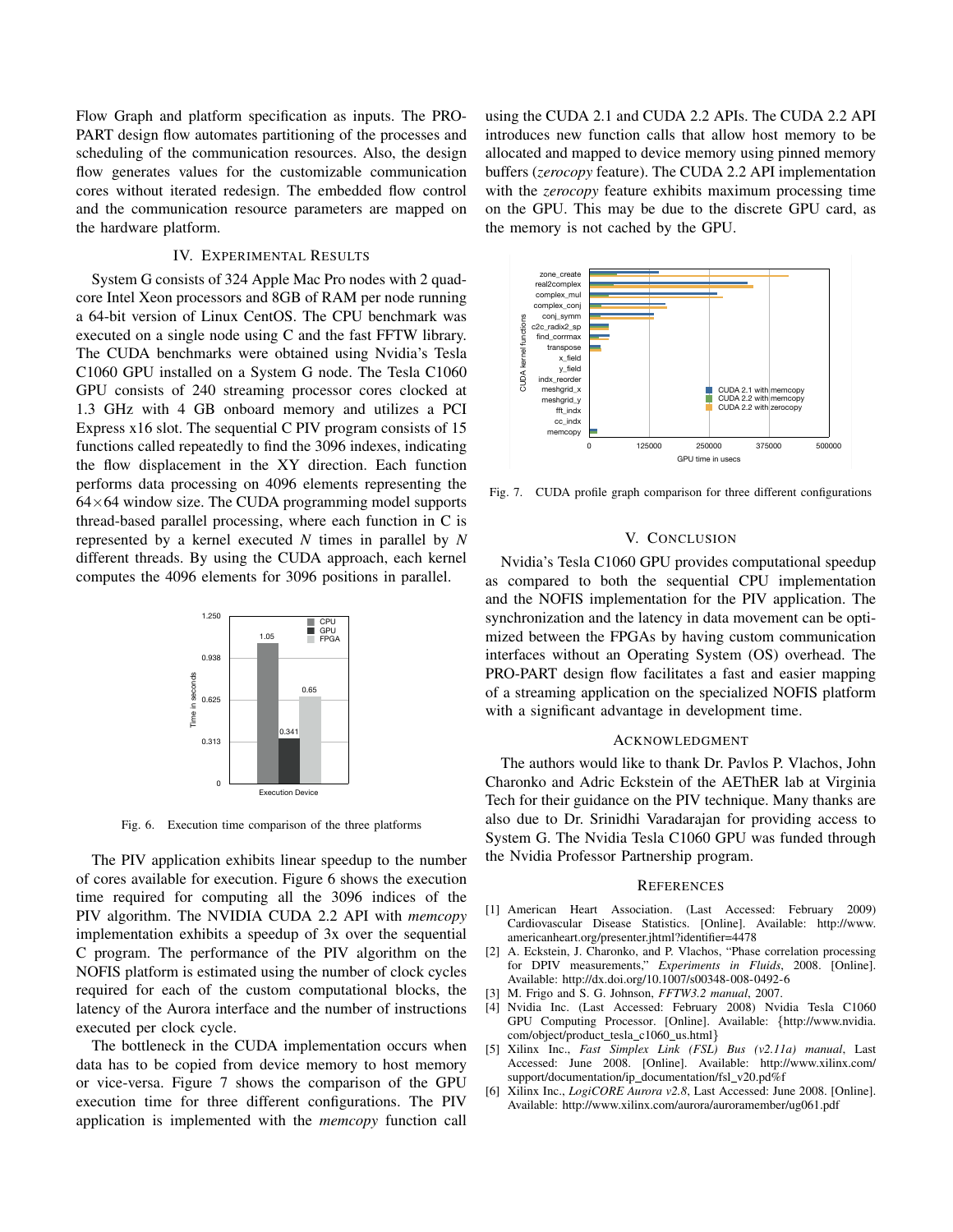Flow Graph and platform specification as inputs. The PRO-PART design flow automates partitioning of the processes and scheduling of the communication resources. Also, the design flow generates values for the customizable communication cores without iterated redesign. The embedded flow control and the communication resource parameters are mapped on the hardware platform.

## IV. Experimental Results

System G consists of 324 Apple Mac Pro nodes with 2 quad-core Intel Xeon processors and 8GB of RAM per node running a 64-bit version of Linux CentOS. The CPU benchmark was executed on a single node using C and the fast FFTW library. The CUDA benchmarks were obtained using Nvidia's Tesla C1060 GPU installed on a System G node. The Tesla C1060 GPU consists of 240 streaming processor cores clocked at 1.3 GHz with 4 GB onboard memory and utilizes a PCI Express x16 slot. The sequential C PIV program consists of 15 functions called repeatedly to find the 3096 indexes, indicating the flow displacement in the XY direction. Each function performs data processing on 4096 elements representing the $64 \times 64$ window size. The CUDA programming model supports thread-based parallel processing, where each function in C is represented by a kernel executed $N$ times in parallel by $N$ different threads. By using the CUDA approach, each kernel computes the 4096 elements for 3096 positions in parallel.

1.250
0.938
0.625
0.313
0
Time in seconds
Execution Device
CPU
GPU
FPGA
1.05
0.341
0.65

Fig. 6. Execution time comparison of the three platforms

The PIV application exhibits linear speedup to the number of cores available for execution. Figure 6 shows the execution time required for computing all the 3096 indices of the PIV algorithm. The NVIDIA CUDA 2.2 API with *memcopy* implementation exhibits a speedup of 3x over the sequential C program. The performance of the PIV algorithm on the NOFIS platform is estimated using the number of clock cycles required for each of the custom computational blocks, the latency of the Aurora interface and the number of instructions executed per clock cycle.

The bottleneck in the CUDA implementation occurs when data has to be copied from device memory to host memory or vice-versa. Figure 7 shows the comparison of the GPU execution time for three different configurations. The PIV application is implemented with the *memcopy* function call using the CUDA 2.1 and CUDA 2.2 APIs. The CUDA 2.2 API introduces new function calls that allow host memory to be allocated and mapped to device memory using pinned memory buffers (*zerocopy* feature). The CUDA 2.2 API implementation with the *zerocopy* feature exhibits maximum processing time on the GPU. This may be due to the discrete GPU card, as the memory is not cached by the GPU.

zone_create
real2complex
complex_mul
complex_conj
conj_symm
c2c_radix2_sp
find_corrmax
transpose
x_field
y_field
indx_reorder
meshgrid_x
meshgrid_y
fft_indx
cc_indx
memcopy
CUDA kernel functions
0
125000
250000
375000
500000
GPU time in usecs
CUDA 2.1 with memcopy
CUDA 2.2 with memcopy
CUDA 2.2 with zerocopy

Fig. 7. CUDA profile graph comparison for three different configurations

## V. Conclusion

Nvidia's Tesla C1060 GPU provides computational speedup as compared to both the sequential CPU implementation and the NOFIS implementation for the PIV application. The synchronization and the latency in data movement can be optimized between the FPGAs by having custom communication interfaces without an Operating System (OS) overhead. The PRO-PART design flow facilitates a fast and easier mapping of a streaming application on the specialized NOFIS platform with a significant advantage in development time.

## Acknowledgment

The authors would like to thank Dr. Pavlos P. Vlachos, John Charonko and Adric Eckstein of the AEThER lab at Virginia Tech for their guidance on the PIV technique. Many thanks are also due to Dr. Srinidhi Varadarajan for providing access to System G. The Nvidia Tesla C1060 GPU was funded through the Nvidia Professor Partnership program.

## References

[1] American Heart Association. (Last Accessed: February 2009) Cardiovascular Disease Statistics. [Online]. Available: http://www.americanheart.org/presenter.jhtml?identifier=4478

[2] A. Eckstein, J. Charonko, and P. Vlachos, "Phase correlation processing for DPIV measurements," *Experiments in Fluids*, 2008. [Online]. Available: http://dx.doi.org/10.1007/s00348-008-0492-6

[3] M. Frigo and S. G. Johnson, *FFTW3.2 manual*, 2007.

[4] Nvidia Inc. (Last Accessed: February 2008) Nvidia Tesla C1060 GPU Computing Processor. [Online]. Available: {http://www.nvidia.com/object/product_tesla_c1060_us.html}

[5] Xilinx Inc., *Fast Simplex Link (FSL) Bus (v2.11a) manual*, Last Accessed: June 2008. [Online]. Available: http://www.xilinx.com/support/documentation/ip_documentation/fsl_v20.pd%f

[6] Xilinx Inc., *LogiCORE Aurora v2.8*, Last Accessed: June 2008. [Online]. Available: http://www.xilinx.com/aurora/aurora member/ug061.pdf